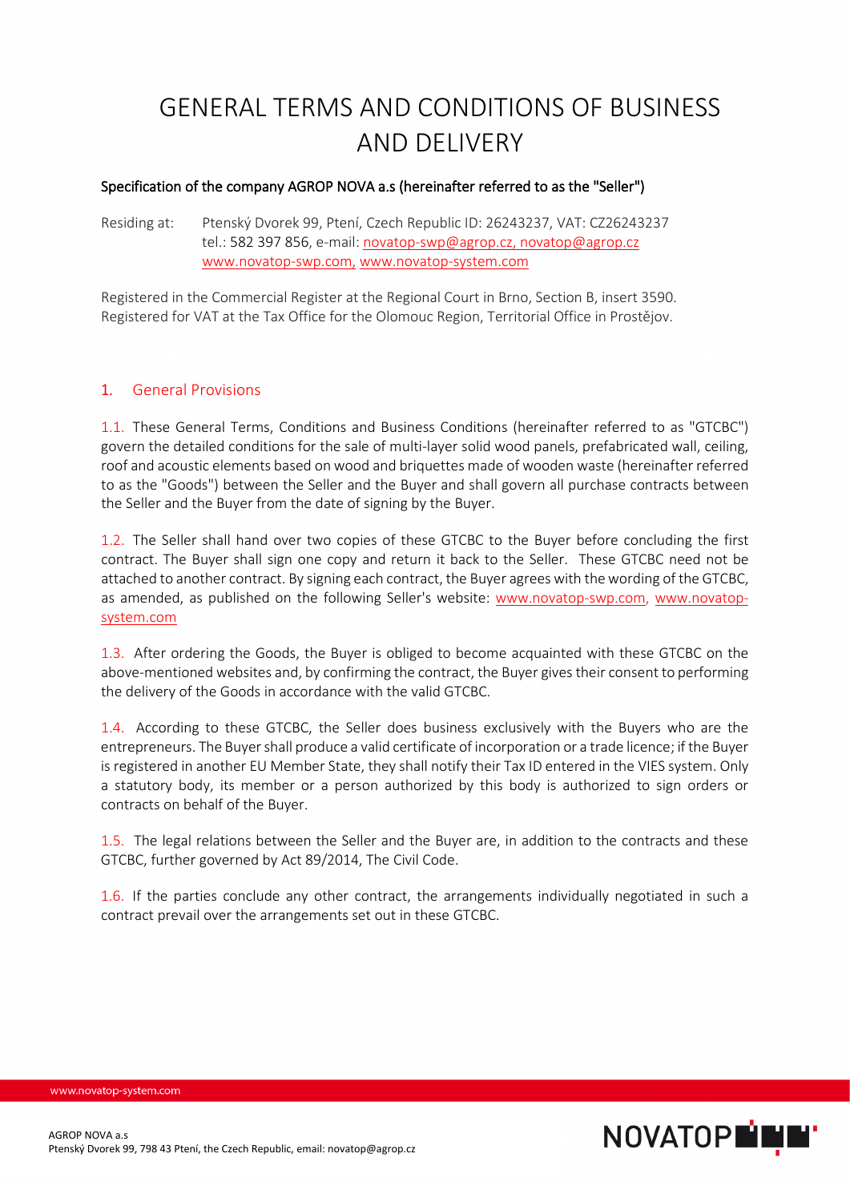# GENERAL TERMS AND CONDITIONS OF BUSINESS AND DELIVERY

**Specification of the company AGROP NOVA a.s (hereinafter referred to as the "Seller")**

Residing at: Ptenský Dvorek 99, Ptení, Czech Republic ID: 26243237, VAT: CZ26243237
tel.: 582 397 856, e-mail: novatop-swp@agrop.cz, novatop@agrop.cz
www.novatop-swp.com, www.novatop-system.com

Registered in the Commercial Register at the Regional Court in Brno, Section B, insert 3590.
Registered for VAT at the Tax Office for the Olomouc Region, Territorial Office in Prostějov.

## 1. General Provisions

1.1. These General Terms, Conditions and Business Conditions (hereinafter referred to as "GTCBC") govern the detailed conditions for the sale of multi-layer solid wood panels, prefabricated wall, ceiling, roof and acoustic elements based on wood and briquettes made of wooden waste (hereinafter referred to as the "Goods") between the Seller and the Buyer and shall govern all purchase contracts between the Seller and the Buyer from the date of signing by the Buyer.

1.2. The Seller shall hand over two copies of these GTCBC to the Buyer before concluding the first contract. The Buyer shall sign one copy and return it back to the Seller. These GTCBC need not be attached to another contract. By signing each contract, the Buyer agrees with the wording of the GTCBC, as amended, as published on the following Seller's website: www.novatop-swp.com, www.novatop-system.com

1.3. After ordering the Goods, the Buyer is obliged to become acquainted with these GTCBC on the above-mentioned websites and, by confirming the contract, the Buyer gives their consent to performing the delivery of the Goods in accordance with the valid GTCBC.

1.4. According to these GTCBC, the Seller does business exclusively with the Buyers who are the entrepreneurs. The Buyer shall produce a valid certificate of incorporation or a trade licence; if the Buyer is registered in another EU Member State, they shall notify their Tax ID entered in the VIES system. Only a statutory body, its member or a person authorized by this body is authorized to sign orders or contracts on behalf of the Buyer.

1.5. The legal relations between the Seller and the Buyer are, in addition to the contracts and these GTCBC, further governed by Act 89/2014, The Civil Code.

1.6. If the parties conclude any other contract, the arrangements individually negotiated in such a contract prevail over the arrangements set out in these GTCBC.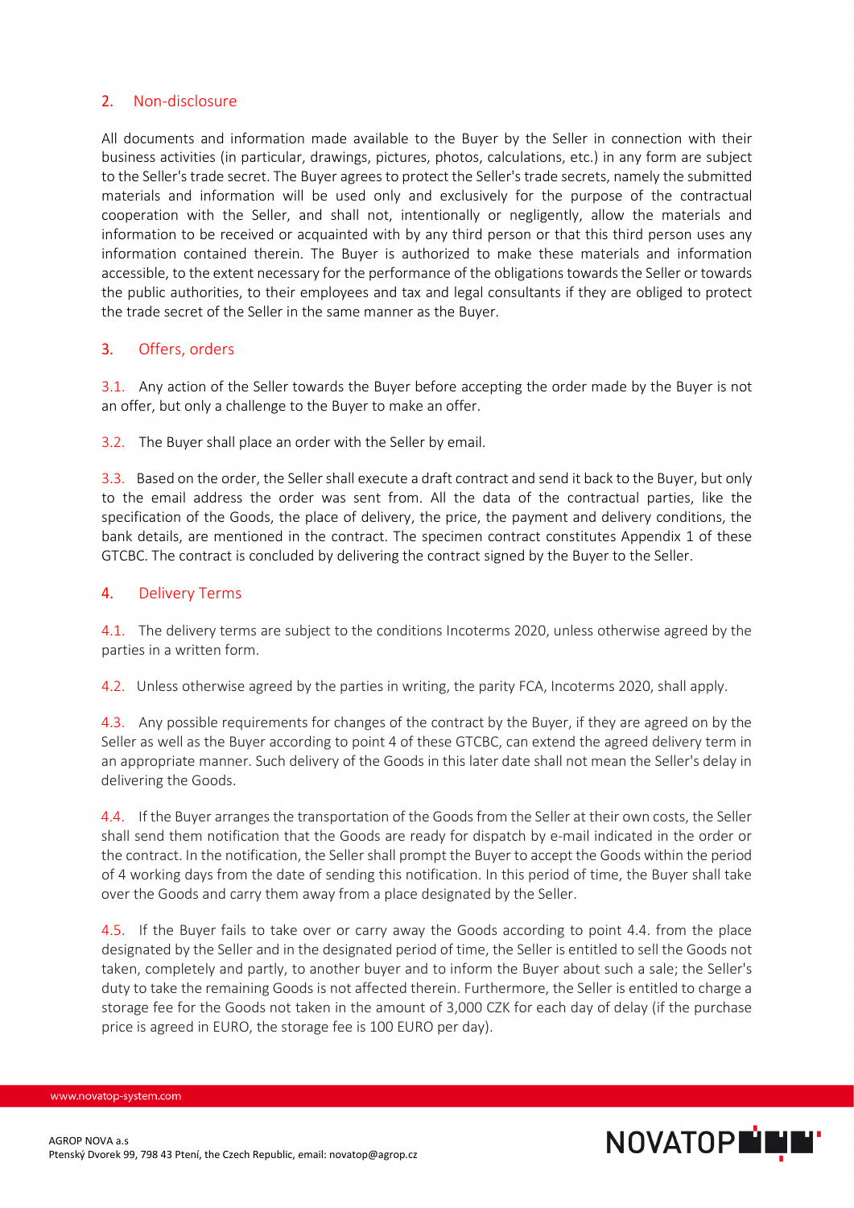## 2. Non-disclosure

All documents and information made available to the Buyer by the Seller in connection with their business activities (in particular, drawings, pictures, photos, calculations, etc.) in any form are subject to the Seller's trade secret. The Buyer agrees to protect the Seller's trade secrets, namely the submitted materials and information will be used only and exclusively for the purpose of the contractual cooperation with the Seller, and shall not, intentionally or negligently, allow the materials and information to be received or acquainted with by any third person or that this third person uses any information contained therein. The Buyer is authorized to make these materials and information accessible, to the extent necessary for the performance of the obligations towards the Seller or towards the public authorities, to their employees and tax and legal consultants if they are obliged to protect the trade secret of the Seller in the same manner as the Buyer.

## 3. Offers, orders

3.1. Any action of the Seller towards the Buyer before accepting the order made by the Buyer is not an offer, but only a challenge to the Buyer to make an offer.

3.2. The Buyer shall place an order with the Seller by email.

3.3. Based on the order, the Seller shall execute a draft contract and send it back to the Buyer, but only to the email address the order was sent from. All the data of the contractual parties, like the specification of the Goods, the place of delivery, the price, the payment and delivery conditions, the bank details, are mentioned in the contract. The specimen contract constitutes Appendix 1 of these GTCBC. The contract is concluded by delivering the contract signed by the Buyer to the Seller.

## 4. Delivery Terms

4.1. The delivery terms are subject to the conditions Incoterms 2020, unless otherwise agreed by the parties in a written form.

4.2. Unless otherwise agreed by the parties in writing, the parity FCA, Incoterms 2020, shall apply.

4.3. Any possible requirements for changes of the contract by the Buyer, if they are agreed on by the Seller as well as the Buyer according to point 4 of these GTCBC, can extend the agreed delivery term in an appropriate manner. Such delivery of the Goods in this later date shall not mean the Seller's delay in delivering the Goods.

4.4. If the Buyer arranges the transportation of the Goods from the Seller at their own costs, the Seller shall send them notification that the Goods are ready for dispatch by e-mail indicated in the order or the contract. In the notification, the Seller shall prompt the Buyer to accept the Goods within the period of 4 working days from the date of sending this notification. In this period of time, the Buyer shall take over the Goods and carry them away from a place designated by the Seller.

4.5. If the Buyer fails to take over or carry away the Goods according to point 4.4. from the place designated by the Seller and in the designated period of time, the Seller is entitled to sell the Goods not taken, completely and partly, to another buyer and to inform the Buyer about such a sale; the Seller's duty to take the remaining Goods is not affected therein. Furthermore, the Seller is entitled to charge a storage fee for the Goods not taken in the amount of 3,000 CZK for each day of delay (if the purchase price is agreed in EURO, the storage fee is 100 EURO per day).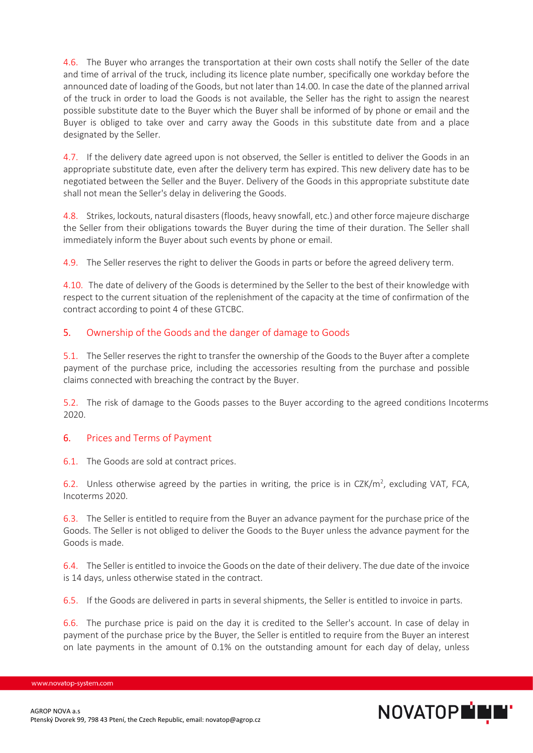4.6. The Buyer who arranges the transportation at their own costs shall notify the Seller of the date and time of arrival of the truck, including its licence plate number, specifically one workday before the announced date of loading of the Goods, but not later than 14.00. In case the date of the planned arrival of the truck in order to load the Goods is not available, the Seller has the right to assign the nearest possible substitute date to the Buyer which the Buyer shall be informed of by phone or email and the Buyer is obliged to take over and carry away the Goods in this substitute date from and a place designated by the Seller.

4.7. If the delivery date agreed upon is not observed, the Seller is entitled to deliver the Goods in an appropriate substitute date, even after the delivery term has expired. This new delivery date has to be negotiated between the Seller and the Buyer. Delivery of the Goods in this appropriate substitute date shall not mean the Seller's delay in delivering the Goods.

4.8. Strikes, lockouts, natural disasters (floods, heavy snowfall, etc.) and other force majeure discharge the Seller from their obligations towards the Buyer during the time of their duration. The Seller shall immediately inform the Buyer about such events by phone or email.

4.9. The Seller reserves the right to deliver the Goods in parts or before the agreed delivery term.

4.10. The date of delivery of the Goods is determined by the Seller to the best of their knowledge with respect to the current situation of the replenishment of the capacity at the time of confirmation of the contract according to point 4 of these GTCBC.

## 5. Ownership of the Goods and the danger of damage to Goods

5.1. The Seller reserves the right to transfer the ownership of the Goods to the Buyer after a complete payment of the purchase price, including the accessories resulting from the purchase and possible claims connected with breaching the contract by the Buyer.

5.2. The risk of damage to the Goods passes to the Buyer according to the agreed conditions Incoterms 2020.

## 6. Prices and Terms of Payment

6.1. The Goods are sold at contract prices.

6.2. Unless otherwise agreed by the parties in writing, the price is in CZK/$m^2$, excluding VAT, FCA, Incoterms 2020.

6.3. The Seller is entitled to require from the Buyer an advance payment for the purchase price of the Goods. The Seller is not obliged to deliver the Goods to the Buyer unless the advance payment for the Goods is made.

6.4. The Seller is entitled to invoice the Goods on the date of their delivery. The due date of the invoice is 14 days, unless otherwise stated in the contract.

6.5. If the Goods are delivered in parts in several shipments, the Seller is entitled to invoice in parts.

6.6. The purchase price is paid on the day it is credited to the Seller's account. In case of delay in payment of the purchase price by the Buyer, the Seller is entitled to require from the Buyer an interest on late payments in the amount of 0.1% on the outstanding amount for each day of delay, unless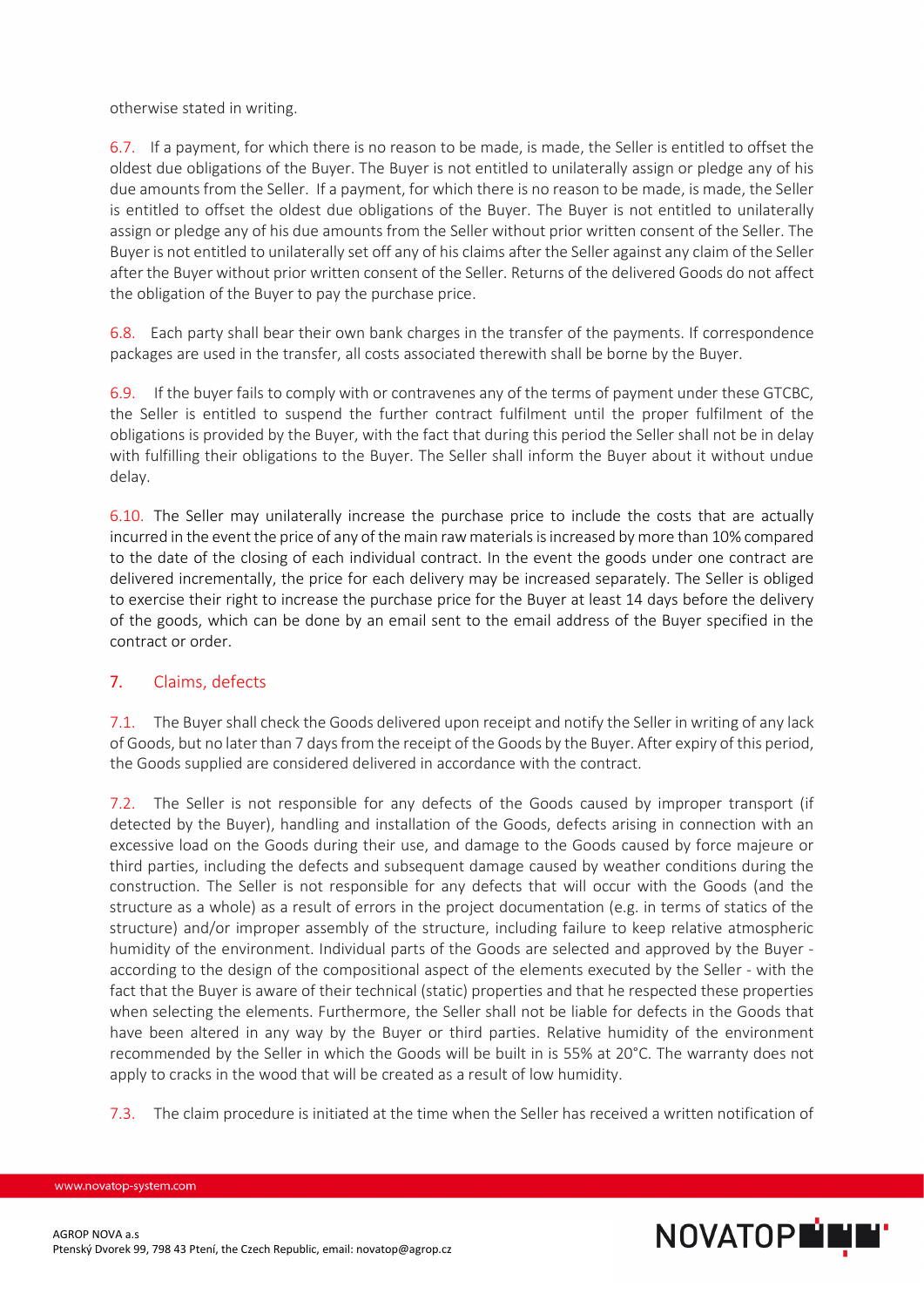otherwise stated in writing.

6.7. If a payment, for which there is no reason to be made, is made, the Seller is entitled to offset the oldest due obligations of the Buyer. The Buyer is not entitled to unilaterally assign or pledge any of his due amounts from the Seller. If a payment, for which there is no reason to be made, is made, the Seller is entitled to offset the oldest due obligations of the Buyer. The Buyer is not entitled to unilaterally assign or pledge any of his due amounts from the Seller without prior written consent of the Seller. The Buyer is not entitled to unilaterally set off any of his claims after the Seller against any claim of the Seller after the Buyer without prior written consent of the Seller. Returns of the delivered Goods do not affect the obligation of the Buyer to pay the purchase price.

6.8. Each party shall bear their own bank charges in the transfer of the payments. If correspondence packages are used in the transfer, all costs associated therewith shall be borne by the Buyer.

6.9. If the buyer fails to comply with or contravenes any of the terms of payment under these GTCBC, the Seller is entitled to suspend the further contract fulfilment until the proper fulfilment of the obligations is provided by the Buyer, with the fact that during this period the Seller shall not be in delay with fulfilling their obligations to the Buyer. The Seller shall inform the Buyer about it without undue delay.

6.10. The Seller may unilaterally increase the purchase price to include the costs that are actually incurred in the event the price of any of the main raw materials is increased by more than 10% compared to the date of the closing of each individual contract. In the event the goods under one contract are delivered incrementally, the price for each delivery may be increased separately. The Seller is obliged to exercise their right to increase the purchase price for the Buyer at least 14 days before the delivery of the goods, which can be done by an email sent to the email address of the Buyer specified in the contract or order.

## 7. Claims, defects

7.1. The Buyer shall check the Goods delivered upon receipt and notify the Seller in writing of any lack of Goods, but no later than 7 days from the receipt of the Goods by the Buyer. After expiry of this period, the Goods supplied are considered delivered in accordance with the contract.

7.2. The Seller is not responsible for any defects of the Goods caused by improper transport (if detected by the Buyer), handling and installation of the Goods, defects arising in connection with an excessive load on the Goods during their use, and damage to the Goods caused by force majeure or third parties, including the defects and subsequent damage caused by weather conditions during the construction. The Seller is not responsible for any defects that will occur with the Goods (and the structure as a whole) as a result of errors in the project documentation (e.g. in terms of statics of the structure) and/or improper assembly of the structure, including failure to keep relative atmospheric humidity of the environment. Individual parts of the Goods are selected and approved by the Buyer - according to the design of the compositional aspect of the elements executed by the Seller - with the fact that the Buyer is aware of their technical (static) properties and that he respected these properties when selecting the elements. Furthermore, the Seller shall not be liable for defects in the Goods that have been altered in any way by the Buyer or third parties. Relative humidity of the environment recommended by the Seller in which the Goods will be built in is 55% at 20°C. The warranty does not apply to cracks in the wood that will be created as a result of low humidity.

7.3. The claim procedure is initiated at the time when the Seller has received a written notification of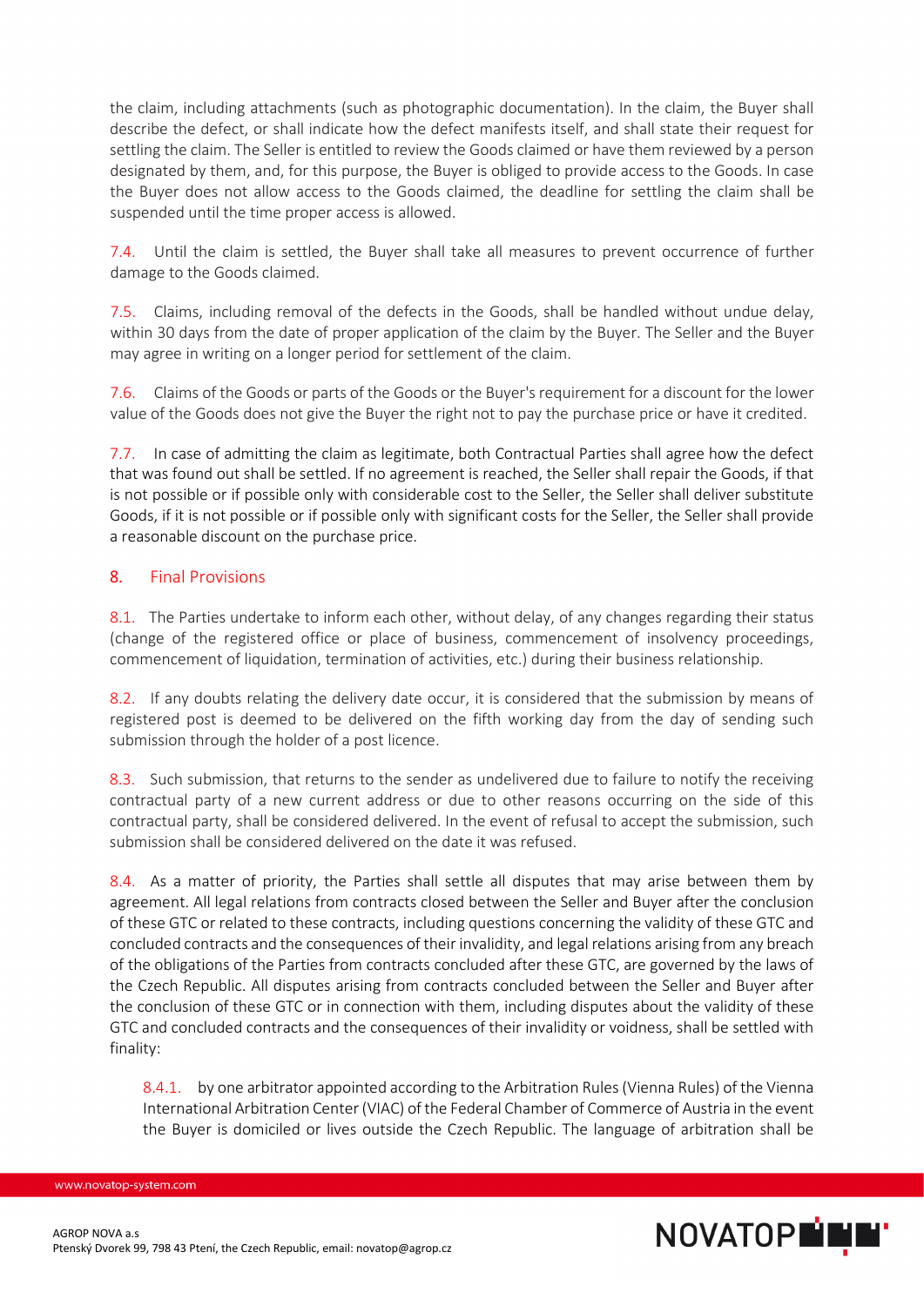the claim, including attachments (such as photographic documentation). In the claim, the Buyer shall describe the defect, or shall indicate how the defect manifests itself, and shall state their request for settling the claim. The Seller is entitled to review the Goods claimed or have them reviewed by a person designated by them, and, for this purpose, the Buyer is obliged to provide access to the Goods. In case the Buyer does not allow access to the Goods claimed, the deadline for settling the claim shall be suspended until the time proper access is allowed.

7.4. Until the claim is settled, the Buyer shall take all measures to prevent occurrence of further damage to the Goods claimed.

7.5. Claims, including removal of the defects in the Goods, shall be handled without undue delay, within 30 days from the date of proper application of the claim by the Buyer. The Seller and the Buyer may agree in writing on a longer period for settlement of the claim.

7.6. Claims of the Goods or parts of the Goods or the Buyer's requirement for a discount for the lower value of the Goods does not give the Buyer the right not to pay the purchase price or have it credited.

7.7. In case of admitting the claim as legitimate, both Contractual Parties shall agree how the defect that was found out shall be settled. If no agreement is reached, the Seller shall repair the Goods, if that is not possible or if possible only with considerable cost to the Seller, the Seller shall deliver substitute Goods, if it is not possible or if possible only with significant costs for the Seller, the Seller shall provide a reasonable discount on the purchase price.

## 8. Final Provisions

8.1. The Parties undertake to inform each other, without delay, of any changes regarding their status (change of the registered office or place of business, commencement of insolvency proceedings, commencement of liquidation, termination of activities, etc.) during their business relationship.

8.2. If any doubts relating the delivery date occur, it is considered that the submission by means of registered post is deemed to be delivered on the fifth working day from the day of sending such submission through the holder of a post licence.

8.3. Such submission, that returns to the sender as undelivered due to failure to notify the receiving contractual party of a new current address or due to other reasons occurring on the side of this contractual party, shall be considered delivered. In the event of refusal to accept the submission, such submission shall be considered delivered on the date it was refused.

8.4. As a matter of priority, the Parties shall settle all disputes that may arise between them by agreement. All legal relations from contracts closed between the Seller and Buyer after the conclusion of these GTC or related to these contracts, including questions concerning the validity of these GTC and concluded contracts and the consequences of their invalidity, and legal relations arising from any breach of the obligations of the Parties from contracts concluded after these GTC, are governed by the laws of the Czech Republic. All disputes arising from contracts concluded between the Seller and Buyer after the conclusion of these GTC or in connection with them, including disputes about the validity of these GTC and concluded contracts and the consequences of their invalidity or voidness, shall be settled with finality:

8.4.1. by one arbitrator appointed according to the Arbitration Rules (Vienna Rules) of the Vienna International Arbitration Center (VIAC) of the Federal Chamber of Commerce of Austria in the event the Buyer is domiciled or lives outside the Czech Republic. The language of arbitration shall be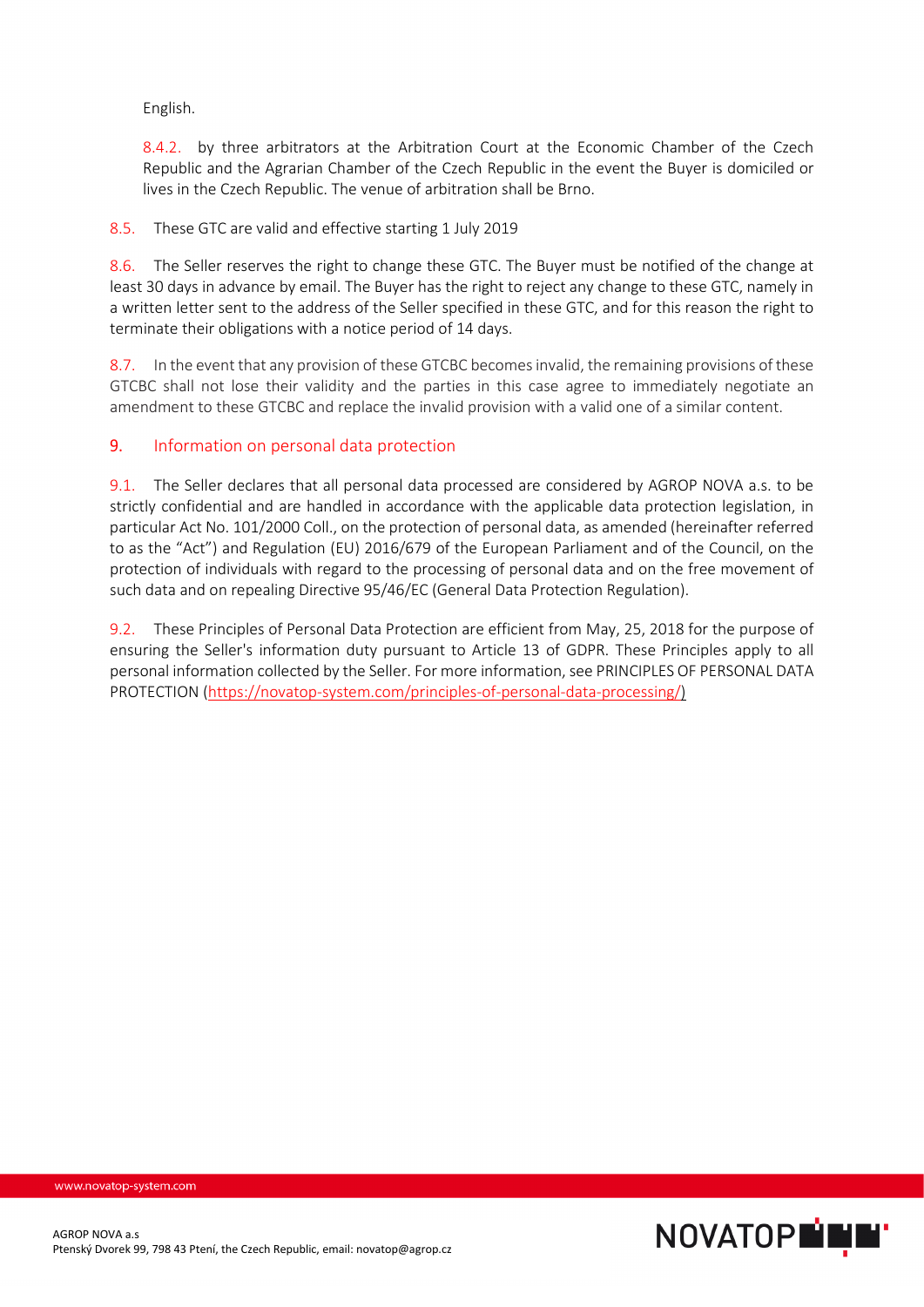English.

8.4.2. by three arbitrators at the Arbitration Court at the Economic Chamber of the Czech Republic and the Agrarian Chamber of the Czech Republic in the event the Buyer is domiciled or lives in the Czech Republic. The venue of arbitration shall be Brno.

8.5. These GTC are valid and effective starting 1 July 2019

8.6. The Seller reserves the right to change these GTC. The Buyer must be notified of the change at least 30 days in advance by email. The Buyer has the right to reject any change to these GTC, namely in a written letter sent to the address of the Seller specified in these GTC, and for this reason the right to terminate their obligations with a notice period of 14 days.

8.7. In the event that any provision of these GTCBC becomes invalid, the remaining provisions of these GTCBC shall not lose their validity and the parties in this case agree to immediately negotiate an amendment to these GTCBC and replace the invalid provision with a valid one of a similar content.

## 9. Information on personal data protection

9.1. The Seller declares that all personal data processed are considered by AGROP NOVA a.s. to be strictly confidential and are handled in accordance with the applicable data protection legislation, in particular Act No. 101/2000 Coll., on the protection of personal data, as amended (hereinafter referred to as the "Act") and Regulation (EU) 2016/679 of the European Parliament and of the Council, on the protection of individuals with regard to the processing of personal data and on the free movement of such data and on repealing Directive 95/46/EC (General Data Protection Regulation).

9.2. These Principles of Personal Data Protection are efficient from May, 25, 2018 for the purpose of ensuring the Seller's information duty pursuant to Article 13 of GDPR. These Principles apply to all personal information collected by the Seller. For more information, see PRINCIPLES OF PERSONAL DATA PROTECTION (https://novatop-system.com/principles-of-personal-data-processing/)